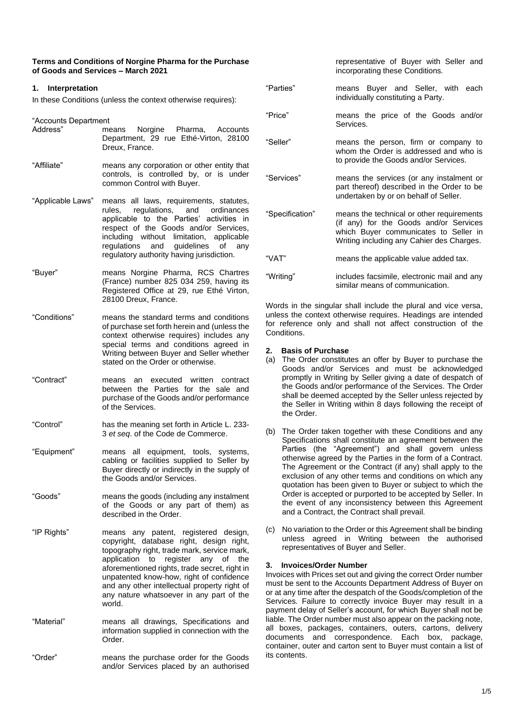**Terms and Conditions of Norgine Pharma for the Purchase of Goods and Services – March 2021**

## 1. Interpretation

In these Conditions (unless the context otherwise requires):

| | |
|---|---|
| "Accounts Department Address" | means Norgine Pharma, Accounts Department, 29 rue Ethé-Virton, 28100 Dreux, France. |
| "Affiliate" | means any corporation or other entity that controls, is controlled by, or is under common Control with Buyer. |
| "Applicable Laws" | means all laws, requirements, statutes, rules, regulations, and ordinances applicable to the Parties' activities in respect of the Goods and/or Services, including without limitation, applicable regulations and guidelines of any regulatory authority having jurisdiction. |
| "Buyer" | means Norgine Pharma, RCS Chartres (France) number 825 034 259, having its Registered Office at 29, rue Ethé Virton, 28100 Dreux, France. |
| "Conditions" | means the standard terms and conditions of purchase set forth herein and (unless the context otherwise requires) includes any special terms and conditions agreed in Writing between Buyer and Seller whether stated on the Order or otherwise. |
| "Contract" | means an executed written contract between the Parties for the sale and purchase of the Goods and/or performance of the Services. |
| "Control" | has the meaning set forth in Article L. 233-3 *et seq*. of the Code de Commerce. |
| "Equipment" | means all equipment, tools, systems, cabling or facilities supplied to Seller by Buyer directly or indirectly in the supply of the Goods and/or Services. |
| "Goods" | means the goods (including any instalment of the Goods or any part of them) as described in the Order. |
| "IP Rights" | means any patent, registered design, copyright, database right, design right, topography right, trade mark, service mark, application to register any of the aforementioned rights, trade secret, right in unpatented know-how, right of confidence and any other intellectual property right of any nature whatsoever in any part of the world. |
| "Material" | means all drawings, Specifications and information supplied in connection with the Order. |
| "Order" | means the purchase order for the Goods and/or Services placed by an authorised representative of Buyer with Seller and incorporating these Conditions. |
| "Parties" | means Buyer and Seller, with each individually constituting a Party. |
| "Price" | means the price of the Goods and/or Services. |
| "Seller" | means the person, firm or company to whom the Order is addressed and who is to provide the Goods and/or Services. |
| "Services" | means the services (or any instalment or part thereof) described in the Order to be undertaken by or on behalf of Seller. |
| "Specification" | means the technical or other requirements (if any) for the Goods and/or Services which Buyer communicates to Seller in Writing including any Cahier des Charges. |
| "VAT" | means the applicable value added tax. |
| "Writing" | includes facsimile, electronic mail and any similar means of communication. |

Words in the singular shall include the plural and vice versa, unless the context otherwise requires. Headings are intended for reference only and shall not affect construction of the Conditions.

## 2. Basis of Purchase

(a) The Order constitutes an offer by Buyer to purchase the Goods and/or Services and must be acknowledged promptly in Writing by Seller giving a date of despatch of the Goods and/or performance of the Services. The Order shall be deemed accepted by the Seller unless rejected by the Seller in Writing within 8 days following the receipt of the Order.

(b) The Order taken together with these Conditions and any Specifications shall constitute an agreement between the Parties (the "Agreement") and shall govern unless otherwise agreed by the Parties in the form of a Contract. The Agreement or the Contract (if any) shall apply to the exclusion of any other terms and conditions on which any quotation has been given to Buyer or subject to which the Order is accepted or purported to be accepted by Seller. In the event of any inconsistency between this Agreement and a Contract, the Contract shall prevail.

(c) No variation to the Order or this Agreement shall be binding unless agreed in Writing between the authorised representatives of Buyer and Seller.

## 3. Invoices/Order Number

Invoices with Prices set out and giving the correct Order number must be sent to the Accounts Department Address of Buyer on or at any time after the despatch of the Goods/completion of the Services. Failure to correctly invoice Buyer may result in a payment delay of Seller's account, for which Buyer shall not be liable. The Order number must also appear on the packing note, all boxes, packages, containers, outers, cartons, delivery documents and correspondence. Each box, package, container, outer and carton sent to Buyer must contain a list of its contents.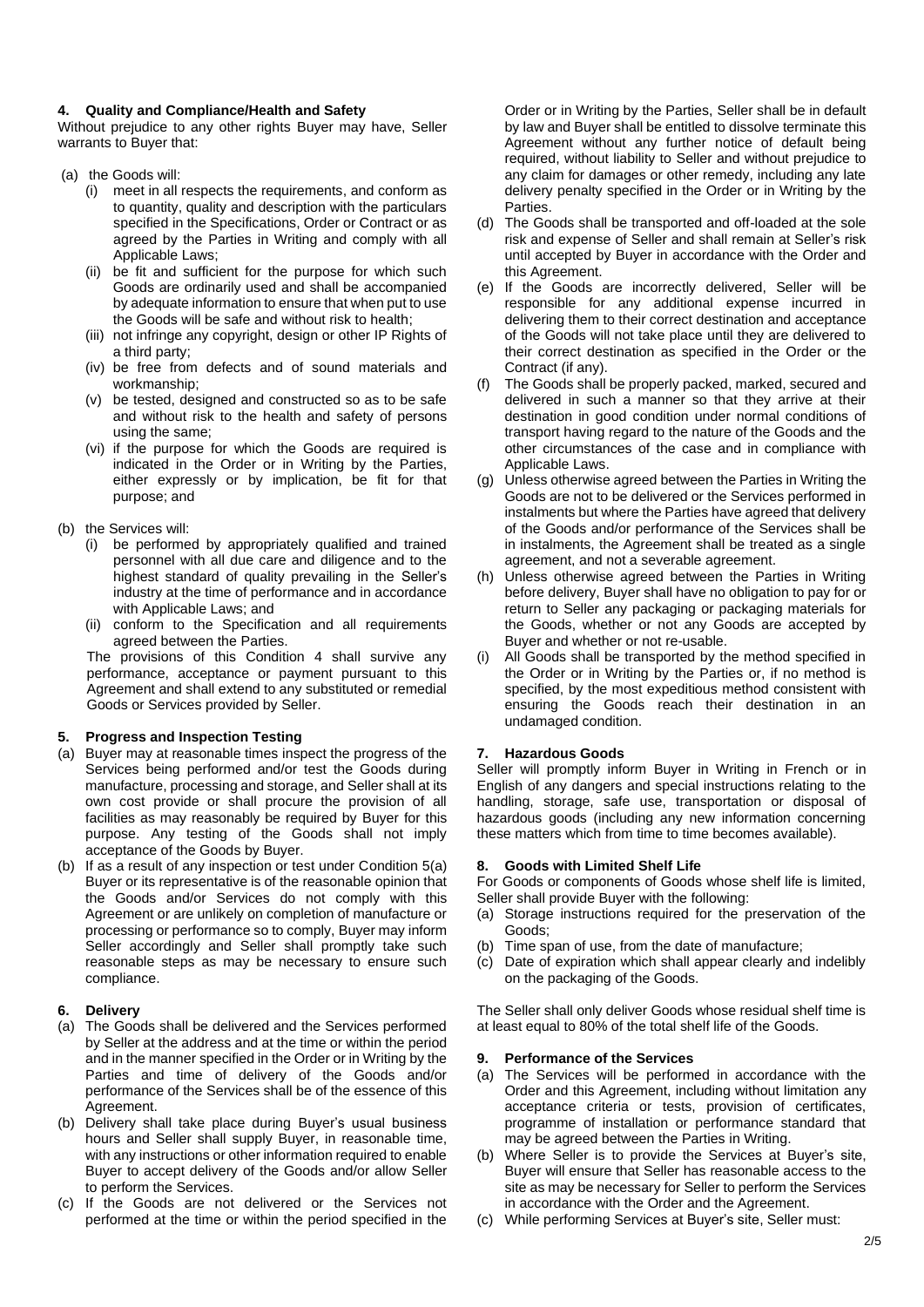## 4. Quality and Compliance/Health and Safety

Without prejudice to any other rights Buyer may have, Seller warrants to Buyer that:

(a) the Goods will:

  (i) meet in all respects the requirements, and conform as to quantity, quality and description with the particulars specified in the Specifications, Order or Contract or as agreed by the Parties in Writing and comply with all Applicable Laws;

  (ii) be fit and sufficient for the purpose for which such Goods are ordinarily used and shall be accompanied by adequate information to ensure that when put to use the Goods will be safe and without risk to health;

  (iii) not infringe any copyright, design or other IP Rights of a third party;

  (iv) be free from defects and of sound materials and workmanship;

  (v) be tested, designed and constructed so as to be safe and without risk to the health and safety of persons using the same;

  (vi) if the purpose for which the Goods are required is indicated in the Order or in Writing by the Parties, either expressly or by implication, be fit for that purpose; and

(b) the Services will:

  (i) be performed by appropriately qualified and trained personnel with all due care and diligence and to the highest standard of quality prevailing in the Seller's industry at the time of performance and in accordance with Applicable Laws; and

  (ii) conform to the Specification and all requirements agreed between the Parties.

The provisions of this Condition 4 shall survive any performance, acceptance or payment pursuant to this Agreement and shall extend to any substituted or remedial Goods or Services provided by Seller.

## 5. Progress and Inspection Testing

(a) Buyer may at reasonable times inspect the progress of the Services being performed and/or test the Goods during manufacture, processing and storage, and Seller shall at its own cost provide or shall procure the provision of all facilities as may reasonably be required by Buyer for this purpose. Any testing of the Goods shall not imply acceptance of the Goods by Buyer.

(b) If as a result of any inspection or test under Condition 5(a) Buyer or its representative is of the reasonable opinion that the Goods and/or Services do not comply with this Agreement or are unlikely on completion of manufacture or processing or performance so to comply, Buyer may inform Seller accordingly and Seller shall promptly take such reasonable steps as may be necessary to ensure such compliance.

## 6. Delivery

(a) The Goods shall be delivered and the Services performed by Seller at the address and at the time or within the period and in the manner specified in the Order or in Writing by the Parties and time of delivery of the Goods and/or performance of the Services shall be of the essence of this Agreement.

(b) Delivery shall take place during Buyer's usual business hours and Seller shall supply Buyer, in reasonable time, with any instructions or other information required to enable Buyer to accept delivery of the Goods and/or allow Seller to perform the Services.

(c) If the Goods are not delivered or the Services not performed at the time or within the period specified in the Order or in Writing by the Parties, Seller shall be in default by law and Buyer shall be entitled to dissolve terminate this Agreement without any further notice of default being required, without liability to Seller and without prejudice to any claim for damages or other remedy, including any late delivery penalty specified in the Order or in Writing by the Parties.

(d) The Goods shall be transported and off-loaded at the sole risk and expense of Seller and shall remain at Seller's risk until accepted by Buyer in accordance with the Order and this Agreement.

(e) If the Goods are incorrectly delivered, Seller will be responsible for any additional expense incurred in delivering them to their correct destination and acceptance of the Goods will not take place until they are delivered to their correct destination as specified in the Order or the Contract (if any).

(f) The Goods shall be properly packed, marked, secured and delivered in such a manner so that they arrive at their destination in good condition under normal conditions of transport having regard to the nature of the Goods and the other circumstances of the case and in compliance with Applicable Laws.

(g) Unless otherwise agreed between the Parties in Writing the Goods are not to be delivered or the Services performed in instalments but where the Parties have agreed that delivery of the Goods and/or performance of the Services shall be in instalments, the Agreement shall be treated as a single agreement, and not a severable agreement.

(h) Unless otherwise agreed between the Parties in Writing before delivery, Buyer shall have no obligation to pay for or return to Seller any packaging or packaging materials for the Goods, whether or not any Goods are accepted by Buyer and whether or not re-usable.

(i) All Goods shall be transported by the method specified in the Order or in Writing by the Parties or, if no method is specified, by the most expeditious method consistent with ensuring the Goods reach their destination in an undamaged condition.

## 7. Hazardous Goods

Seller will promptly inform Buyer in Writing in French or in English of any dangers and special instructions relating to the handling, storage, safe use, transportation or disposal of hazardous goods (including any new information concerning these matters which from time to time becomes available).

## 8. Goods with Limited Shelf Life

For Goods or components of Goods whose shelf life is limited, Seller shall provide Buyer with the following:

(a) Storage instructions required for the preservation of the Goods;

(b) Time span of use, from the date of manufacture;

(c) Date of expiration which shall appear clearly and indelibly on the packaging of the Goods.

The Seller shall only deliver Goods whose residual shelf time is at least equal to 80% of the total shelf life of the Goods.

## 9. Performance of the Services

(a) The Services will be performed in accordance with the Order and this Agreement, including without limitation any acceptance criteria or tests, provision of certificates, programme of installation or performance standard that may be agreed between the Parties in Writing.

(b) Where Seller is to provide the Services at Buyer's site, Buyer will ensure that Seller has reasonable access to the site as may be necessary for Seller to perform the Services in accordance with the Order and the Agreement.

(c) While performing Services at Buyer's site, Seller must: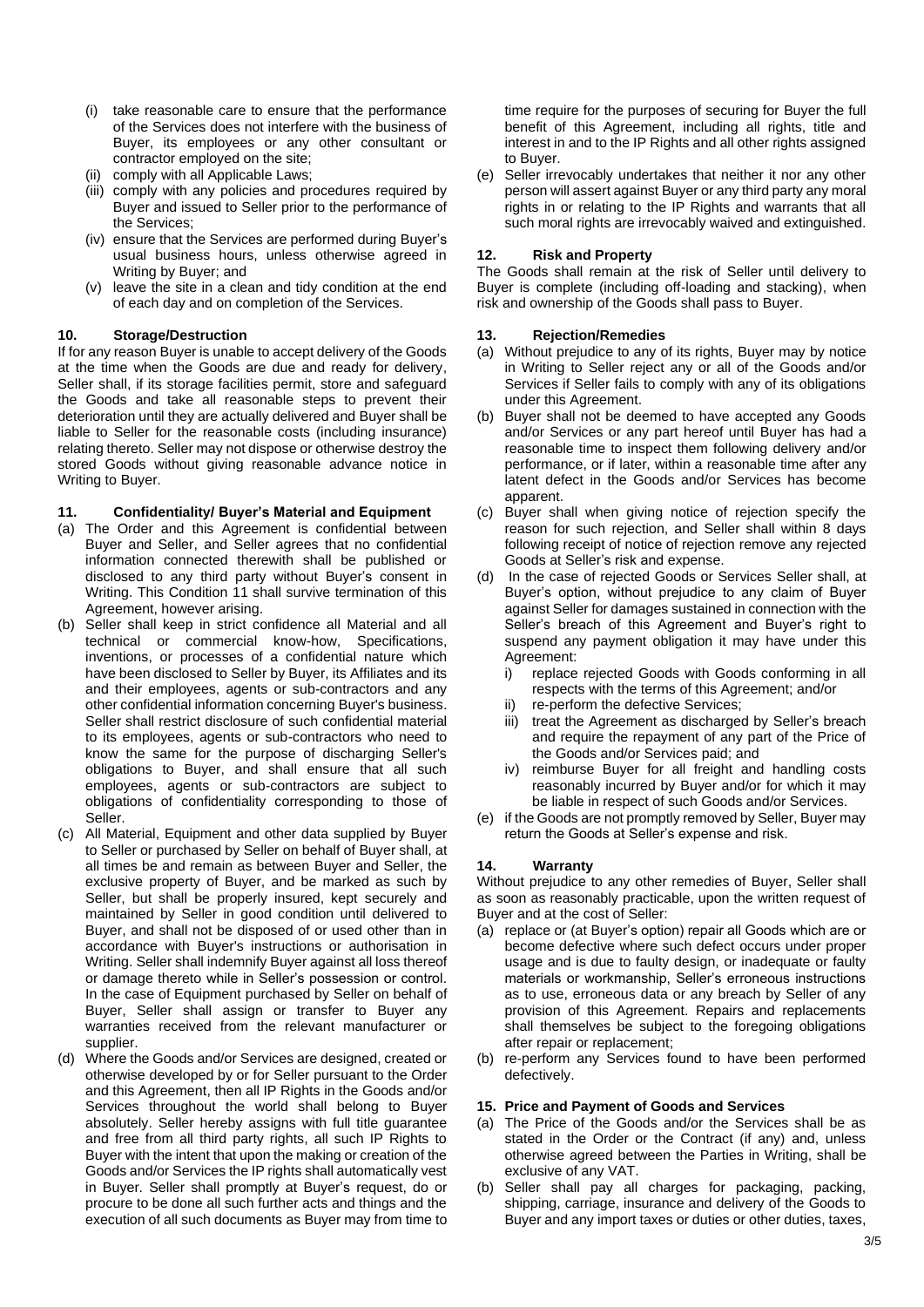(i) take reasonable care to ensure that the performance of the Services does not interfere with the business of Buyer, its employees or any other consultant or contractor employed on the site;

(ii) comply with all Applicable Laws;

(iii) comply with any policies and procedures required by Buyer and issued to Seller prior to the performance of the Services;

(iv) ensure that the Services are performed during Buyer's usual business hours, unless otherwise agreed in Writing by Buyer; and

(v) leave the site in a clean and tidy condition at the end of each day and on completion of the Services.

### 10. Storage/Destruction

If for any reason Buyer is unable to accept delivery of the Goods at the time when the Goods are due and ready for delivery, Seller shall, if its storage facilities permit, store and safeguard the Goods and take all reasonable steps to prevent their deterioration until they are actually delivered and Buyer shall be liable to Seller for the reasonable costs (including insurance) relating thereto. Seller may not dispose or otherwise destroy the stored Goods without giving reasonable advance notice in Writing to Buyer.

### 11. Confidentiality/ Buyer's Material and Equipment

(a) The Order and this Agreement is confidential between Buyer and Seller, and Seller agrees that no confidential information connected therewith shall be published or disclosed to any third party without Buyer's consent in Writing. This Condition 11 shall survive termination of this Agreement, however arising.

(b) Seller shall keep in strict confidence all Material and all technical or commercial know-how, Specifications, inventions, or processes of a confidential nature which have been disclosed to Seller by Buyer, its Affiliates and its and their employees, agents or sub-contractors and any other confidential information concerning Buyer's business. Seller shall restrict disclosure of such confidential material to its employees, agents or sub-contractors who need to know the same for the purpose of discharging Seller's obligations to Buyer, and shall ensure that all such employees, agents or sub-contractors are subject to obligations of confidentiality corresponding to those of Seller.

(c) All Material, Equipment and other data supplied by Buyer to Seller or purchased by Seller on behalf of Buyer shall, at all times be and remain as between Buyer and Seller, the exclusive property of Buyer, and be marked as such by Seller, but shall be properly insured, kept securely and maintained by Seller in good condition until delivered to Buyer, and shall not be disposed of or used other than in accordance with Buyer's instructions or authorisation in Writing. Seller shall indemnify Buyer against all loss thereof or damage thereto while in Seller's possession or control. In the case of Equipment purchased by Seller on behalf of Buyer, Seller shall assign or transfer to Buyer any warranties received from the relevant manufacturer or supplier.

(d) Where the Goods and/or Services are designed, created or otherwise developed by or for Seller pursuant to the Order and this Agreement, then all IP Rights in the Goods and/or Services throughout the world shall belong to Buyer absolutely. Seller hereby assigns with full title guarantee and free from all third party rights, all such IP Rights to Buyer with the intent that upon the making or creation of the Goods and/or Services the IP rights shall automatically vest in Buyer. Seller shall promptly at Buyer's request, do or procure to be done all such further acts and things and the execution of all such documents as Buyer may from time to time require for the purposes of securing for Buyer the full benefit of this Agreement, including all rights, title and interest in and to the IP Rights and all other rights assigned to Buyer.

(e) Seller irrevocably undertakes that neither it nor any other person will assert against Buyer or any third party any moral rights in or relating to the IP Rights and warrants that all such moral rights are irrevocably waived and extinguished.

### 12. Risk and Property

The Goods shall remain at the risk of Seller until delivery to Buyer is complete (including off-loading and stacking), when risk and ownership of the Goods shall pass to Buyer.

### 13. Rejection/Remedies

(a) Without prejudice to any of its rights, Buyer may by notice in Writing to Seller reject any or all of the Goods and/or Services if Seller fails to comply with any of its obligations under this Agreement.

(b) Buyer shall not be deemed to have accepted any Goods and/or Services or any part hereof until Buyer has had a reasonable time to inspect them following delivery and/or performance, or if later, within a reasonable time after any latent defect in the Goods and/or Services has become apparent.

(c) Buyer shall when giving notice of rejection specify the reason for such rejection, and Seller shall within 8 days following receipt of notice of rejection remove any rejected Goods at Seller's risk and expense.

(d) In the case of rejected Goods or Services Seller shall, at Buyer's option, without prejudice to any claim of Buyer against Seller for damages sustained in connection with the Seller's breach of this Agreement and Buyer's right to suspend any payment obligation it may have under this Agreement:

i) replace rejected Goods with Goods conforming in all respects with the terms of this Agreement; and/or

ii) re-perform the defective Services;

iii) treat the Agreement as discharged by Seller's breach and require the repayment of any part of the Price of the Goods and/or Services paid; and

iv) reimburse Buyer for all freight and handling costs reasonably incurred by Buyer and/or for which it may be liable in respect of such Goods and/or Services.

(e) if the Goods are not promptly removed by Seller, Buyer may return the Goods at Seller's expense and risk.

### 14. Warranty

Without prejudice to any other remedies of Buyer, Seller shall as soon as reasonably practicable, upon the written request of Buyer and at the cost of Seller:

(a) replace or (at Buyer's option) repair all Goods which are or become defective where such defect occurs under proper usage and is due to faulty design, or inadequate or faulty materials or workmanship, Seller's erroneous instructions as to use, erroneous data or any breach by Seller of any provision of this Agreement. Repairs and replacements shall themselves be subject to the foregoing obligations after repair or replacement;

(b) re-perform any Services found to have been performed defectively.

### 15. Price and Payment of Goods and Services

(a) The Price of the Goods and/or the Services shall be as stated in the Order or the Contract (if any) and, unless otherwise agreed between the Parties in Writing, shall be exclusive of any VAT.

(b) Seller shall pay all charges for packaging, packing, shipping, carriage, insurance and delivery of the Goods to Buyer and any import taxes or duties or other duties, taxes,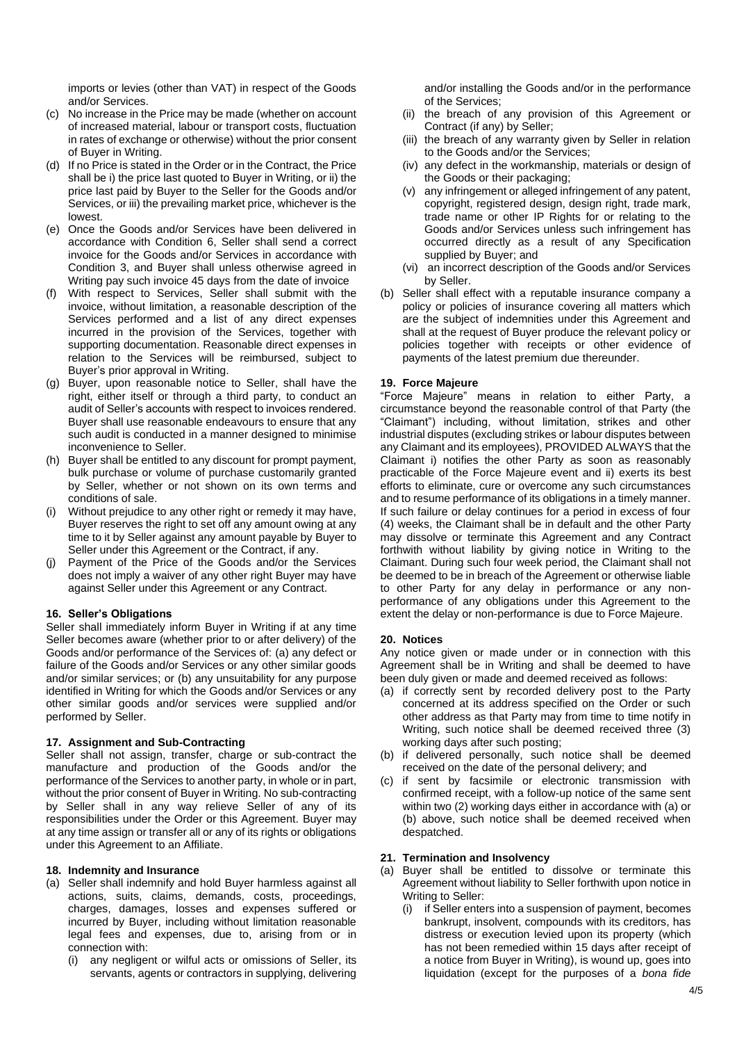imports or levies (other than VAT) in respect of the Goods and/or Services.

(c) No increase in the Price may be made (whether on account of increased material, labour or transport costs, fluctuation in rates of exchange or otherwise) without the prior consent of Buyer in Writing.
(d) If no Price is stated in the Order or in the Contract, the Price shall be i) the price last quoted to Buyer in Writing, or ii) the price last paid by Buyer to the Seller for the Goods and/or Services, or iii) the prevailing market price, whichever is the lowest.
(e) Once the Goods and/or Services have been delivered in accordance with Condition 6, Seller shall send a correct invoice for the Goods and/or Services in accordance with Condition 3, and Buyer shall unless otherwise agreed in Writing pay such invoice 45 days from the date of invoice
(f) With respect to Services, Seller shall submit with the invoice, without limitation, a reasonable description of the Services performed and a list of any direct expenses incurred in the provision of the Services, together with supporting documentation. Reasonable direct expenses in relation to the Services will be reimbursed, subject to Buyer's prior approval in Writing.
(g) Buyer, upon reasonable notice to Seller, shall have the right, either itself or through a third party, to conduct an audit of Seller's accounts with respect to invoices rendered. Buyer shall use reasonable endeavours to ensure that any such audit is conducted in a manner designed to minimise inconvenience to Seller.
(h) Buyer shall be entitled to any discount for prompt payment, bulk purchase or volume of purchase customarily granted by Seller, whether or not shown on its own terms and conditions of sale.
(i) Without prejudice to any other right or remedy it may have, Buyer reserves the right to set off any amount owing at any time to it by Seller against any amount payable by Buyer to Seller under this Agreement or the Contract, if any.
(j) Payment of the Price of the Goods and/or the Services does not imply a waiver of any other right Buyer may have against Seller under this Agreement or any Contract.

## 16. Seller's Obligations

Seller shall immediately inform Buyer in Writing if at any time Seller becomes aware (whether prior to or after delivery) of the Goods and/or performance of the Services of: (a) any defect or failure of the Goods and/or Services or any other similar goods and/or similar services; or (b) any unsuitability for any purpose identified in Writing for which the Goods and/or Services or any other similar goods and/or services were supplied and/or performed by Seller.

## 17. Assignment and Sub-Contracting

Seller shall not assign, transfer, charge or sub-contract the manufacture and production of the Goods and/or the performance of the Services to another party, in whole or in part, without the prior consent of Buyer in Writing. No sub-contracting by Seller shall in any way relieve Seller of any of its responsibilities under the Order or this Agreement. Buyer may at any time assign or transfer all or any of its rights or obligations under this Agreement to an Affiliate.

## 18. Indemnity and Insurance

(a) Seller shall indemnify and hold Buyer harmless against all actions, suits, claims, demands, costs, proceedings, charges, damages, losses and expenses suffered or incurred by Buyer, including without limitation reasonable legal fees and expenses, due to, arising from or in connection with:
   (i) any negligent or wilful acts or omissions of Seller, its servants, agents or contractors in supplying, delivering and/or installing the Goods and/or in the performance of the Services;
   (ii) the breach of any provision of this Agreement or Contract (if any) by Seller;
   (iii) the breach of any warranty given by Seller in relation to the Goods and/or the Services;
   (iv) any defect in the workmanship, materials or design of the Goods or their packaging;
   (v) any infringement or alleged infringement of any patent, copyright, registered design, design right, trade mark, trade name or other IP Rights for or relating to the Goods and/or Services unless such infringement has occurred directly as a result of any Specification supplied by Buyer; and
   (vi) an incorrect description of the Goods and/or Services by Seller.
(b) Seller shall effect with a reputable insurance company a policy or policies of insurance covering all matters which are the subject of indemnities under this Agreement and shall at the request of Buyer produce the relevant policy or policies together with receipts or other evidence of payments of the latest premium due thereunder.

## 19. Force Majeure

"Force Majeure" means in relation to either Party, a circumstance beyond the reasonable control of that Party (the "Claimant") including, without limitation, strikes and other industrial disputes (excluding strikes or labour disputes between any Claimant and its employees), PROVIDED ALWAYS that the Claimant i) notifies the other Party as soon as reasonably practicable of the Force Majeure event and ii) exerts its best efforts to eliminate, cure or overcome any such circumstances and to resume performance of its obligations in a timely manner. If such failure or delay continues for a period in excess of four (4) weeks, the Claimant shall be in default and the other Party may dissolve or terminate this Agreement and any Contract forthwith without liability by giving notice in Writing to the Claimant. During such four week period, the Claimant shall not be deemed to be in breach of the Agreement or otherwise liable to other Party for any delay in performance or any non-performance of any obligations under this Agreement to the extent the delay or non-performance is due to Force Majeure.

## 20. Notices

Any notice given or made under or in connection with this Agreement shall be in Writing and shall be deemed to have been duly given or made and deemed received as follows:

(a) if correctly sent by recorded delivery post to the Party concerned at its address specified on the Order or such other address as that Party may from time to time notify in Writing, such notice shall be deemed received three (3) working days after such posting;
(b) if delivered personally, such notice shall be deemed received on the date of the personal delivery; and
(c) if sent by facsimile or electronic transmission with confirmed receipt, with a follow-up notice of the same sent within two (2) working days either in accordance with (a) or (b) above, such notice shall be deemed received when despatched.

## 21. Termination and Insolvency

(a) Buyer shall be entitled to dissolve or terminate this Agreement without liability to Seller forthwith upon notice in Writing to Seller:
   (i) if Seller enters into a suspension of payment, becomes bankrupt, insolvent, compounds with its creditors, has distress or execution levied upon its property (which has not been remedied within 15 days after receipt of a notice from Buyer in Writing), is wound up, goes into liquidation (except for the purposes of a *bona fide*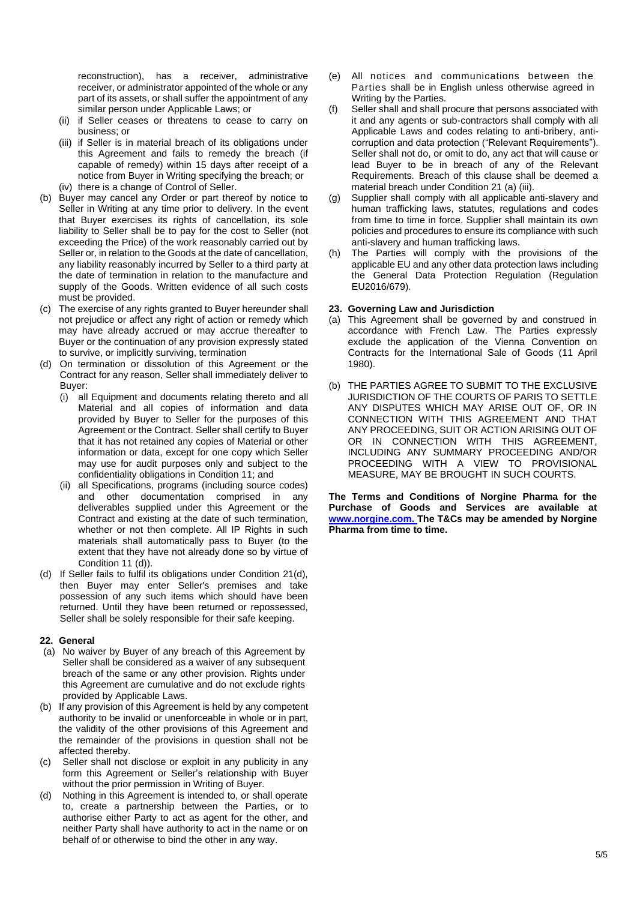reconstruction), has a receiver, administrative receiver, or administrator appointed of the whole or any part of its assets, or shall suffer the appointment of any similar person under Applicable Laws; or

(ii) if Seller ceases or threatens to cease to carry on business; or

(iii) if Seller is in material breach of its obligations under this Agreement and fails to remedy the breach (if capable of remedy) within 15 days after receipt of a notice from Buyer in Writing specifying the breach; or

(iv) there is a change of Control of Seller.

(b) Buyer may cancel any Order or part thereof by notice to Seller in Writing at any time prior to delivery. In the event that Buyer exercises its rights of cancellation, its sole liability to Seller shall be to pay for the cost to Seller (not exceeding the Price) of the work reasonably carried out by Seller or, in relation to the Goods at the date of cancellation, any liability reasonably incurred by Seller to a third party at the date of termination in relation to the manufacture and supply of the Goods. Written evidence of all such costs must be provided.

(c) The exercise of any rights granted to Buyer hereunder shall not prejudice or affect any right of action or remedy which may have already accrued or may accrue thereafter to Buyer or the continuation of any provision expressly stated to survive, or implicitly surviving, termination

(d) On termination or dissolution of this Agreement or the Contract for any reason, Seller shall immediately deliver to Buyer:

(i) all Equipment and documents relating thereto and all Material and all copies of information and data provided by Buyer to Seller for the purposes of this Agreement or the Contract. Seller shall certify to Buyer that it has not retained any copies of Material or other information or data, except for one copy which Seller may use for audit purposes only and subject to the confidentiality obligations in Condition 11; and

(ii) all Specifications, programs (including source codes) and other documentation comprised in any deliverables supplied under this Agreement or the Contract and existing at the date of such termination, whether or not then complete. All IP Rights in such materials shall automatically pass to Buyer (to the extent that they have not already done so by virtue of Condition 11 (d)).

(d) If Seller fails to fulfil its obligations under Condition 21(d), then Buyer may enter Seller's premises and take possession of any such items which should have been returned. Until they have been returned or repossessed, Seller shall be solely responsible for their safe keeping.

## 22. General

(a) No waiver by Buyer of any breach of this Agreement by Seller shall be considered as a waiver of any subsequent breach of the same or any other provision. Rights under this Agreement are cumulative and do not exclude rights provided by Applicable Laws.

(b) If any provision of this Agreement is held by any competent authority to be invalid or unenforceable in whole or in part, the validity of the other provisions of this Agreement and the remainder of the provisions in question shall not be affected thereby.

(c) Seller shall not disclose or exploit in any publicity in any form this Agreement or Seller's relationship with Buyer without the prior permission in Writing of Buyer.

(d) Nothing in this Agreement is intended to, or shall operate to, create a partnership between the Parties, or to authorise either Party to act as agent for the other, and neither Party shall have authority to act in the name or on behalf of or otherwise to bind the other in any way.

(e) All notices and communications between the Parties shall be in English unless otherwise agreed in Writing by the Parties.

(f) Seller shall and shall procure that persons associated with it and any agents or sub-contractors shall comply with all Applicable Laws and codes relating to anti-bribery, anti-corruption and data protection ("Relevant Requirements"). Seller shall not do, or omit to do, any act that will cause or lead Buyer to be in breach of any of the Relevant Requirements. Breach of this clause shall be deemed a material breach under Condition 21 (a) (iii).

(g) Supplier shall comply with all applicable anti-slavery and human trafficking laws, statutes, regulations and codes from time to time in force. Supplier shall maintain its own policies and procedures to ensure its compliance with such anti-slavery and human trafficking laws.

(h) The Parties will comply with the provisions of the applicable EU and any other data protection laws including the General Data Protection Regulation (Regulation EU2016/679).

## 23. Governing Law and Jurisdiction

(a) This Agreement shall be governed by and construed in accordance with French Law. The Parties expressly exclude the application of the Vienna Convention on Contracts for the International Sale of Goods (11 April 1980).

(b) THE PARTIES AGREE TO SUBMIT TO THE EXCLUSIVE JURISDICTION OF THE COURTS OF PARIS TO SETTLE ANY DISPUTES WHICH MAY ARISE OUT OF, OR IN CONNECTION WITH THIS AGREEMENT AND THAT ANY PROCEEDING, SUIT OR ACTION ARISING OUT OF OR IN CONNECTION WITH THIS AGREEMENT, INCLUDING ANY SUMMARY PROCEEDING AND/OR PROCEEDING WITH A VIEW TO PROVISIONAL MEASURE, MAY BE BROUGHT IN SUCH COURTS.

**The Terms and Conditions of Norgine Pharma for the Purchase of Goods and Services are available at [www.norgine.com.](http://www.norgine.com) The T&Cs may be amended by Norgine Pharma from time to time.**